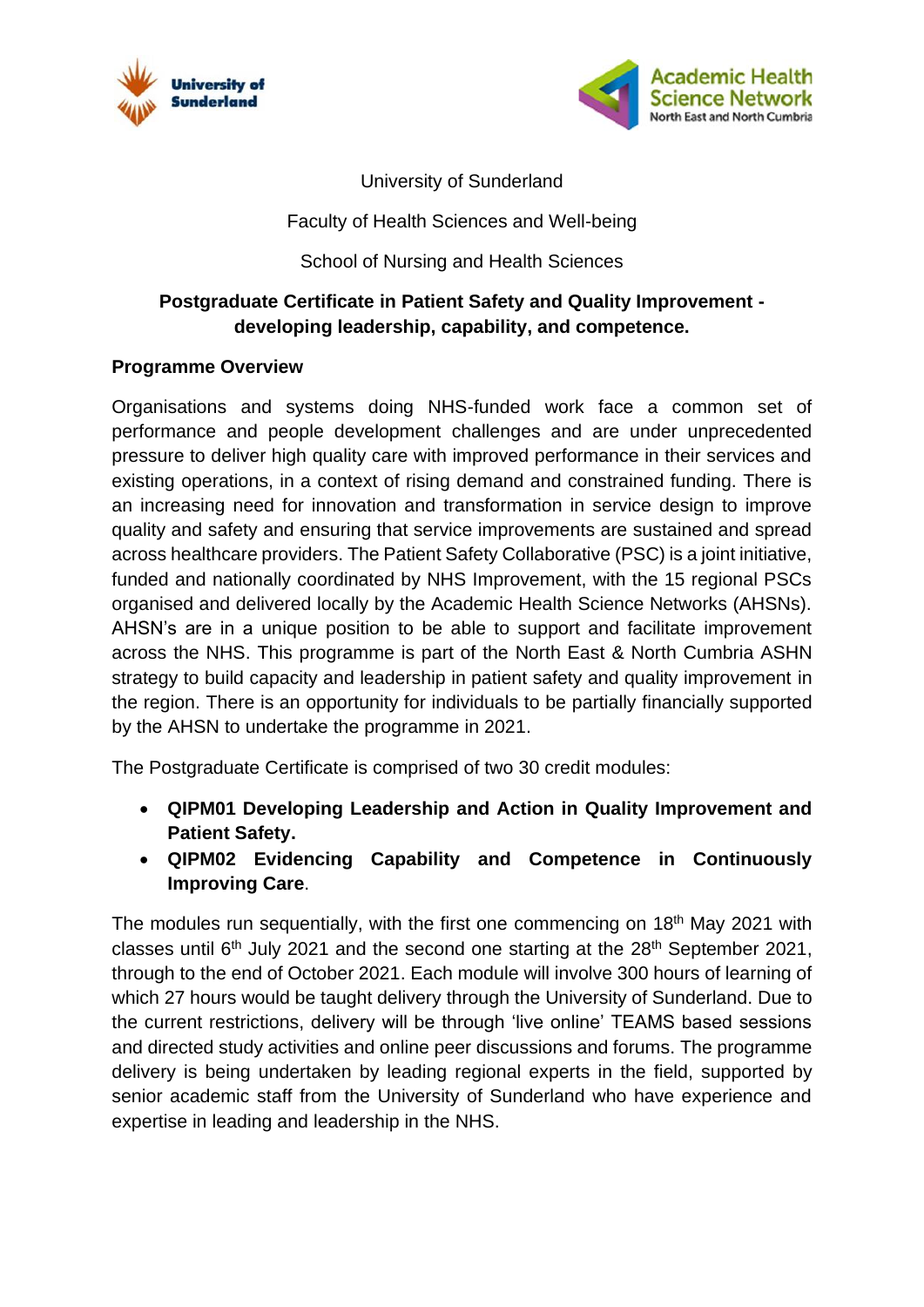University of Sunderland

Faculty of Health Sciences and Well-being

School of Nursing and Health Sciences

**Postgraduate Certificate in Patient Safety and Quality Improvement - developing leadership, capability, and competence.**

**Programme Overview**

Organisations and systems doing NHS-funded work face a common set of performance and people development challenges and are under unprecedented pressure to deliver high quality care with improved performance in their services and existing operations, in a context of rising demand and constrained funding. There is an increasing need for innovation and transformation in service design to improve quality and safety and ensuring that service improvements are sustained and spread across healthcare providers. The Patient Safety Collaborative (PSC) is a joint initiative, funded and nationally coordinated by NHS Improvement, with the 15 regional PSCs organised and delivered locally by the Academic Health Science Networks (AHSNs). AHSN's are in a unique position to be able to support and facilitate improvement across the NHS. This programme is part of the North East & North Cumbria ASHN strategy to build capacity and leadership in patient safety and quality improvement in the region. There is an opportunity for individuals to be partially financially supported by the AHSN to undertake the programme in 2021.

The Postgraduate Certificate is comprised of two 30 credit modules:

- **QIPM01 Developing Leadership and Action in Quality Improvement and Patient Safety.**
- **QIPM02 Evidencing Capability and Competence in Continuously Improving Care**.

The modules run sequentially, with the first one commencing on 18th May 2021 with classes until 6th July 2021 and the second one starting at the 28th September 2021, through to the end of October 2021. Each module will involve 300 hours of learning of which 27 hours would be taught delivery through the University of Sunderland. Due to the current restrictions, delivery will be through 'live online' TEAMS based sessions and directed study activities and online peer discussions and forums. The programme delivery is being undertaken by leading regional experts in the field, supported by senior academic staff from the University of Sunderland who have experience and expertise in leading and leadership in the NHS.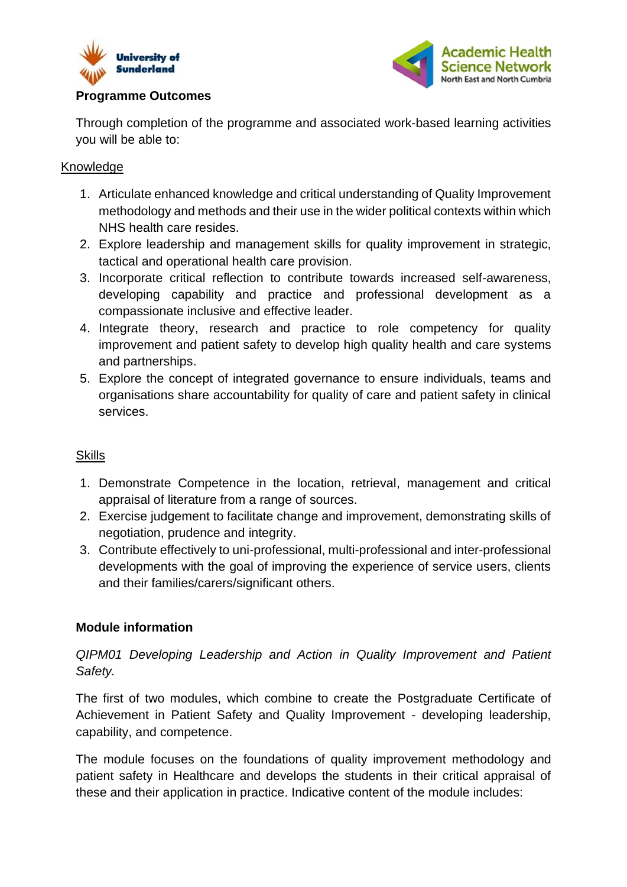**Programme Outcomes**

Through completion of the programme and associated work-based learning activities you will be able to:

Knowledge

1. Articulate enhanced knowledge and critical understanding of Quality Improvement methodology and methods and their use in the wider political contexts within which NHS health care resides.
2. Explore leadership and management skills for quality improvement in strategic, tactical and operational health care provision.
3. Incorporate critical reflection to contribute towards increased self-awareness, developing capability and practice and professional development as a compassionate inclusive and effective leader.
4. Integrate theory, research and practice to role competency for quality improvement and patient safety to develop high quality health and care systems and partnerships.
5. Explore the concept of integrated governance to ensure individuals, teams and organisations share accountability for quality of care and patient safety in clinical services.

Skills

1. Demonstrate Competence in the location, retrieval, management and critical appraisal of literature from a range of sources.
2. Exercise judgement to facilitate change and improvement, demonstrating skills of negotiation, prudence and integrity.
3. Contribute effectively to uni-professional, multi-professional and inter-professional developments with the goal of improving the experience of service users, clients and their families/carers/significant others.

**Module information**

*QIPM01 Developing Leadership and Action in Quality Improvement and Patient Safety.*

The first of two modules, which combine to create the Postgraduate Certificate of Achievement in Patient Safety and Quality Improvement - developing leadership, capability, and competence.

The module focuses on the foundations of quality improvement methodology and patient safety in Healthcare and develops the students in their critical appraisal of these and their application in practice. Indicative content of the module includes: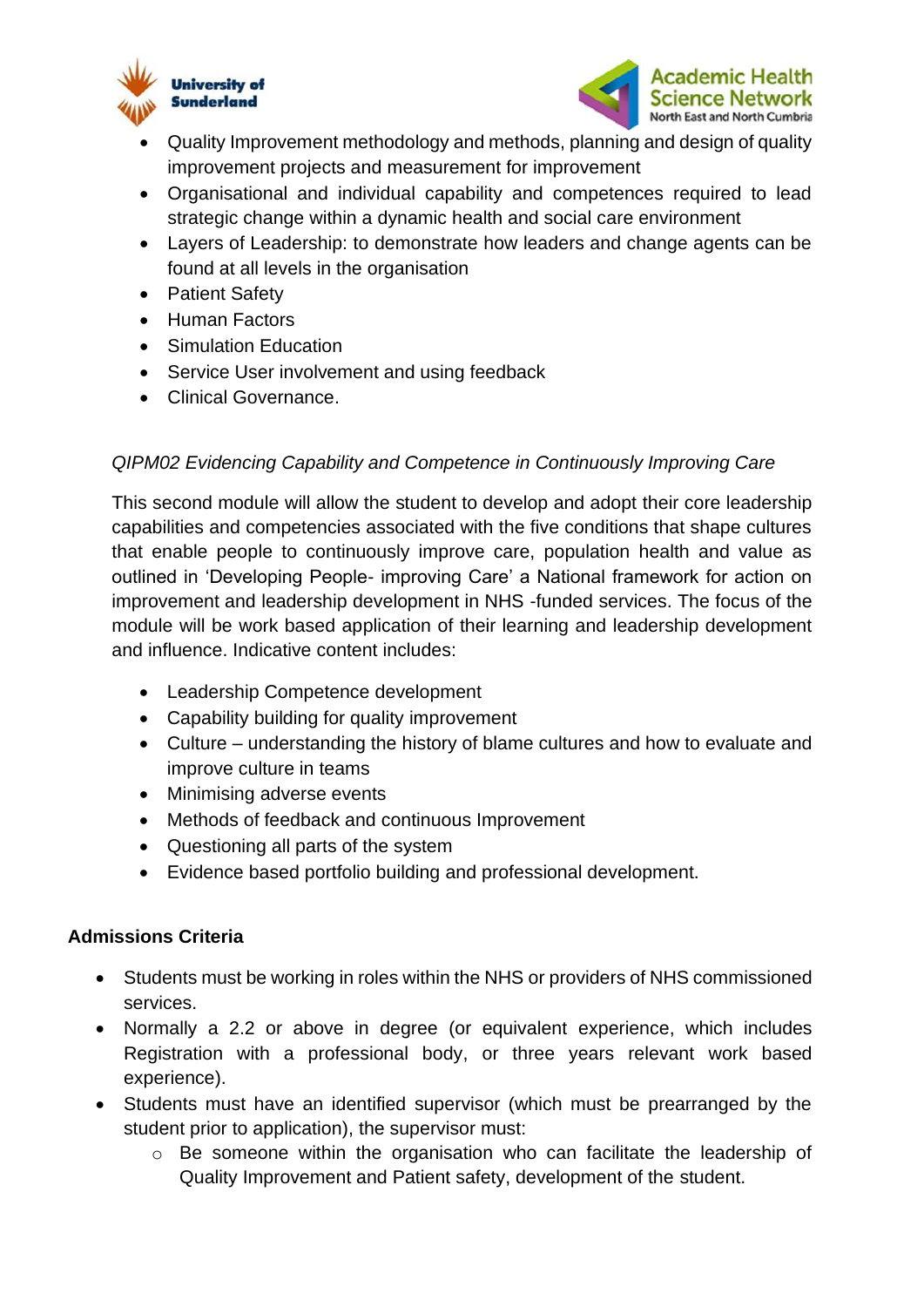- Quality Improvement methodology and methods, planning and design of quality improvement projects and measurement for improvement
- Organisational and individual capability and competences required to lead strategic change within a dynamic health and social care environment
- Layers of Leadership: to demonstrate how leaders and change agents can be found at all levels in the organisation
- Patient Safety
- Human Factors
- Simulation Education
- Service User involvement and using feedback
- Clinical Governance.

*QIPM02 Evidencing Capability and Competence in Continuously Improving Care*

This second module will allow the student to develop and adopt their core leadership capabilities and competencies associated with the five conditions that shape cultures that enable people to continuously improve care, population health and value as outlined in 'Developing People- improving Care' a National framework for action on improvement and leadership development in NHS -funded services. The focus of the module will be work based application of their learning and leadership development and influence. Indicative content includes:

- Leadership Competence development
- Capability building for quality improvement
- Culture – understanding the history of blame cultures and how to evaluate and improve culture in teams
- Minimising adverse events
- Methods of feedback and continuous Improvement
- Questioning all parts of the system
- Evidence based portfolio building and professional development.

**Admissions Criteria**

- Students must be working in roles within the NHS or providers of NHS commissioned services.
- Normally a 2.2 or above in degree (or equivalent experience, which includes Registration with a professional body, or three years relevant work based experience).
- Students must have an identified supervisor (which must be prearranged by the student prior to application), the supervisor must:
  - Be someone within the organisation who can facilitate the leadership of Quality Improvement and Patient safety, development of the student.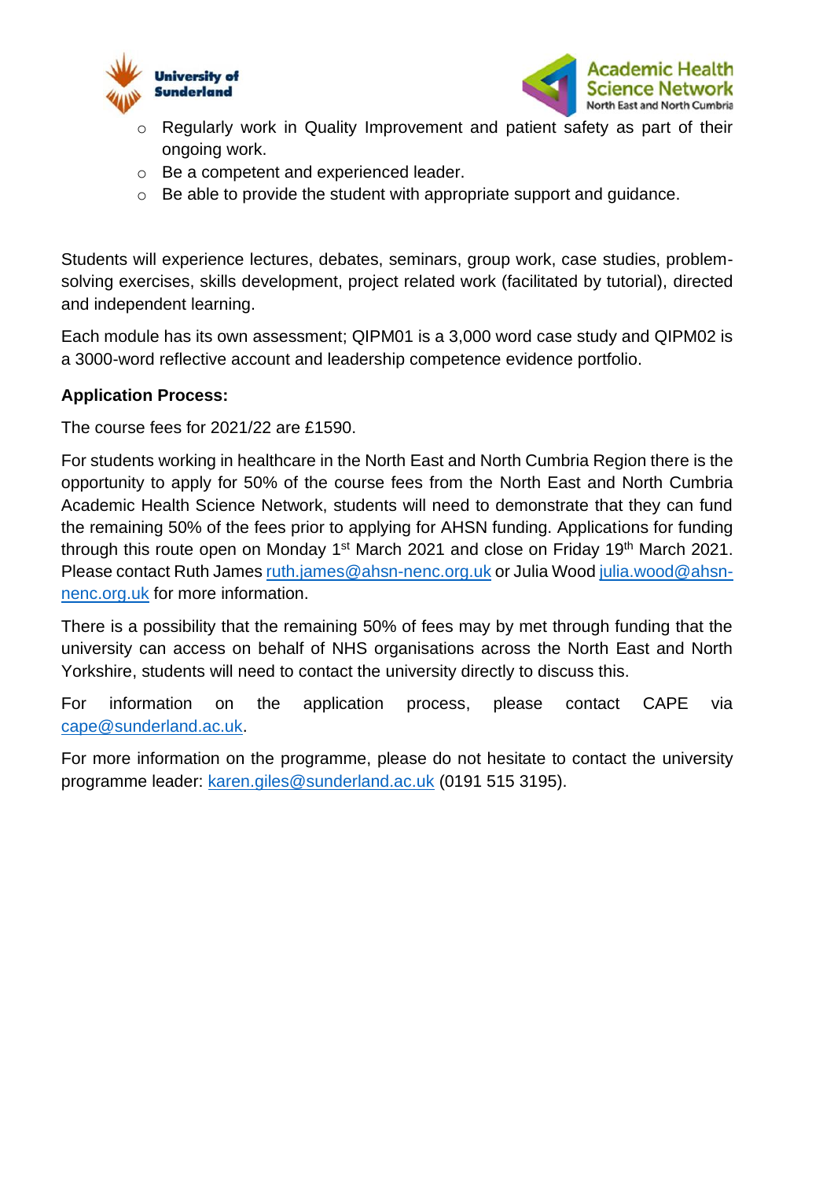- Regularly work in Quality Improvement and patient safety as part of their ongoing work.
- Be a competent and experienced leader.
- Be able to provide the student with appropriate support and guidance.

Students will experience lectures, debates, seminars, group work, case studies, problem-solving exercises, skills development, project related work (facilitated by tutorial), directed and independent learning.

Each module has its own assessment; QIPM01 is a 3,000 word case study and QIPM02 is a 3000-word reflective account and leadership competence evidence portfolio.

**Application Process:**

The course fees for 2021/22 are £1590.

For students working in healthcare in the North East and North Cumbria Region there is the opportunity to apply for 50% of the course fees from the North East and North Cumbria Academic Health Science Network, students will need to demonstrate that they can fund the remaining 50% of the fees prior to applying for AHSN funding. Applications for funding through this route open on Monday 1st March 2021 and close on Friday 19th March 2021. Please contact Ruth James ruth.james@ahsn-nenc.org.uk or Julia Wood julia.wood@ahsn-nenc.org.uk for more information.

There is a possibility that the remaining 50% of fees may by met through funding that the university can access on behalf of NHS organisations across the North East and North Yorkshire, students will need to contact the university directly to discuss this.

For information on the application process, please contact CAPE via cape@sunderland.ac.uk.

For more information on the programme, please do not hesitate to contact the university programme leader: karen.giles@sunderland.ac.uk (0191 515 3195).